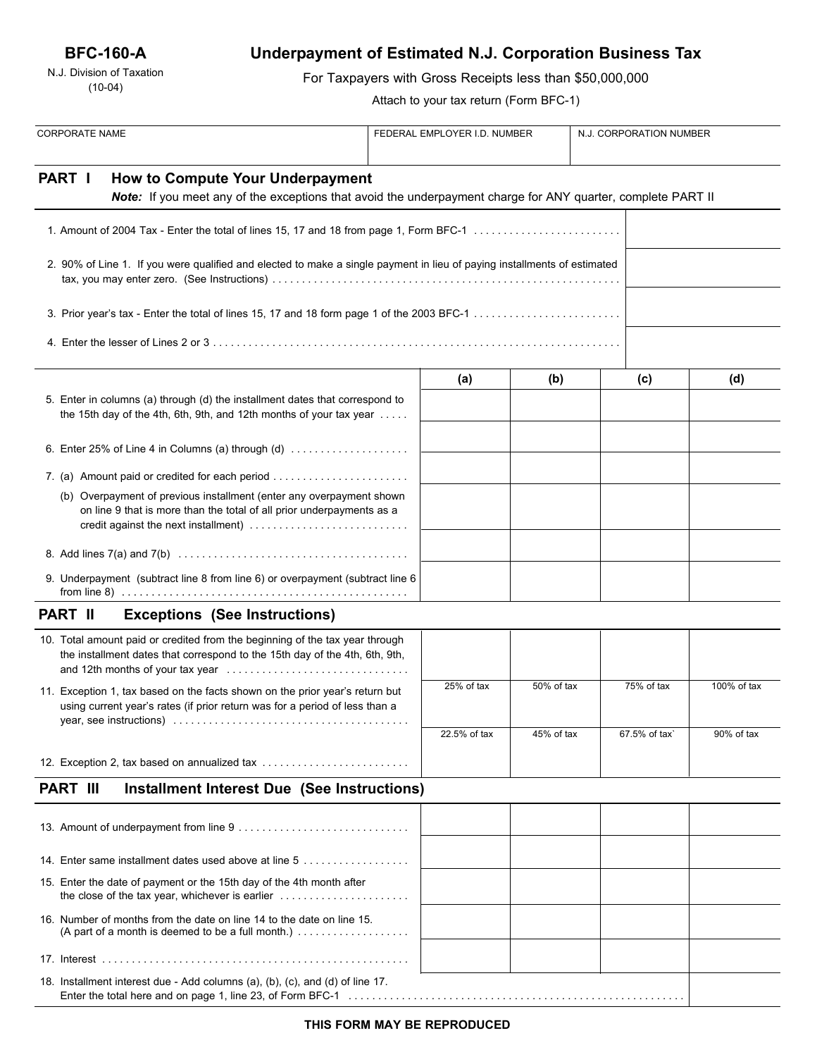**BFC-160-A**

N.J. Division of Taxation
(10-04)

# Underpayment of Estimated N.J. Corporation Business Tax

For Taxpayers with Gross Receipts less than $50,000,000

Attach to your tax return (Form BFC-1)

| CORPORATE NAME | FEDERAL EMPLOYER I.D. NUMBER | N.J. CORPORATION NUMBER |
|---|---|---|
| | | |

## PART I How to Compute Your Underpayment

***Note:*** If you meet any of the exceptions that avoid the underpayment charge for ANY quarter, complete PART II

| | |
|---|---|
| 1. Amount of 2004 Tax - Enter the total of lines 15, 17 and 18 from page 1, Form BFC-1 ......................... | |
| 2. 90% of Line 1. If you were qualified and elected to make a single payment in lieu of paying installments of estimated tax, you may enter zero. (See Instructions) .......................................................... | |
| 3. Prior year's tax - Enter the total of lines 15, 17 and 18 form page 1 of the 2003 BFC-1 ......................... | |
| 4. Enter the lesser of Lines 2 or 3 ..................................................................... | |

| | (a) | (b) | (c) | (d) |
|---|---|---|---|---|
| 5. Enter in columns (a) through (d) the installment dates that correspond to the 15th day of the 4th, 6th, 9th, and 12th months of your tax year ..... | | | | |
| 6. Enter 25% of Line 4 in Columns (a) through (d) .................... | | | | |
| 7. (a) Amount paid or credited for each period ....................... | | | | |
| (b) Overpayment of previous installment (enter any overpayment shown on line 9 that is more than the total of all prior underpayments as a credit against the next installment) ........................... | | | | |
| 8. Add lines 7(a) and 7(b) ....................................... | | | | |
| 9. Underpayment (subtract line 8 from line 6) or overpayment (subtract line 6 from line 8) ................................................ | | | | |

## PART II Exceptions (See Instructions)

| | (a) | (b) | (c) | (d) |
|---|---|---|---|---|
| 10. Total amount paid or credited from the beginning of the tax year through the installment dates that correspond to the 15th day of the 4th, 6th, 9th, and 12th months of your tax year ............................... | | | | |
| 11. Exception 1, tax based on the facts shown on the prior year's return but using current year's rates (if prior return was for a period of less than a year, see instructions) ....................................... | 25% of tax | 50% of tax | 75% of tax | 100% of tax |
| 12. Exception 2, tax based on annualized tax ......................... | 22.5% of tax | 45% of tax | 67.5% of tax` | 90% of tax |

## PART III Installment Interest Due (See Instructions)

| | (a) | (b) | (c) | (d) |
|---|---|---|---|---|
| 13. Amount of underpayment from line 9 ............................ | | | | |
| 14. Enter same installment dates used above at line 5 .................. | | | | |
| 15. Enter the date of payment or the 15th day of the 4th month after the close of the tax year, whichever is earlier ...................... | | | | |
| 16. Number of months from the date on line 14 to the date on line 15. (A part of a month is deemed to be a full month.) .................. | | | | |
| 17. Interest ................................................... | | | | |

| | |
|---|---|
| 18. Installment interest due - Add columns (a), (b), (c), and (d) of line 17. Enter the total here and on page 1, line 23, of Form BFC-1 ....................................................... | |

**THIS FORM MAY BE REPRODUCED**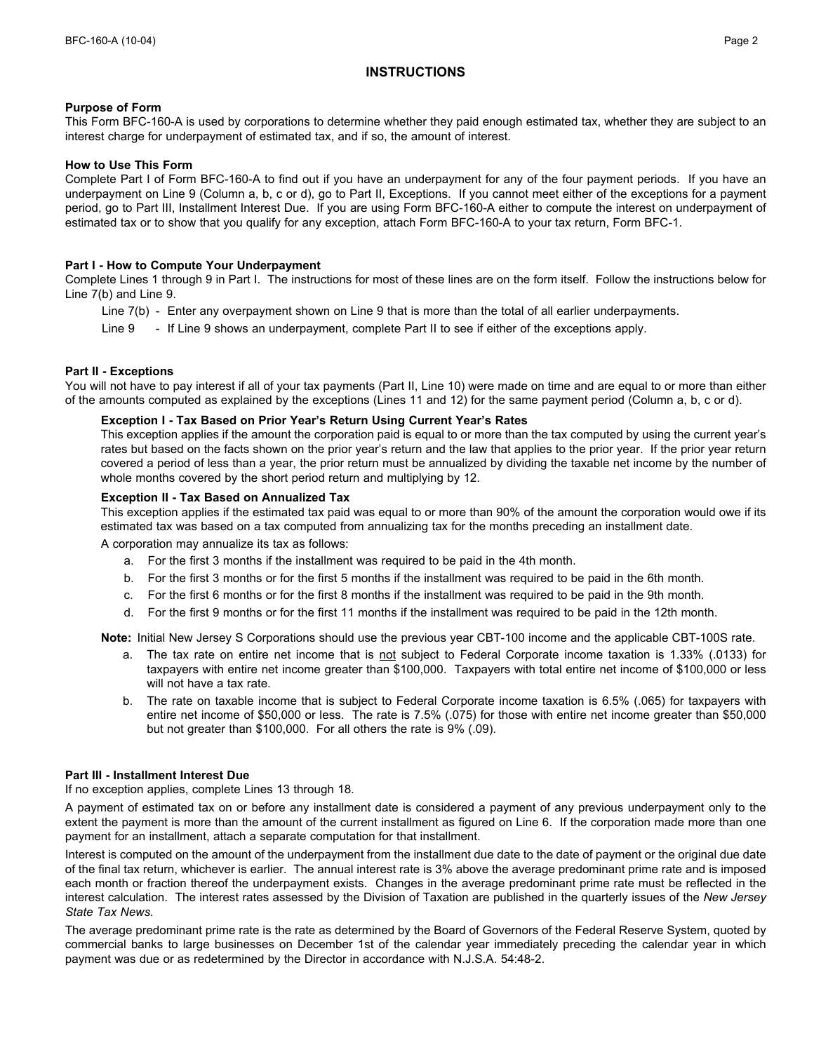# INSTRUCTIONS

### Purpose of Form

This Form BFC-160-A is used by corporations to determine whether they paid enough estimated tax, whether they are subject to an interest charge for underpayment of estimated tax, and if so, the amount of interest.

### How to Use This Form

Complete Part I of Form BFC-160-A to find out if you have an underpayment for any of the four payment periods. If you have an underpayment on Line 9 (Column a, b, c or d), go to Part II, Exceptions. If you cannot meet either of the exceptions for a payment period, go to Part III, Installment Interest Due. If you are using Form BFC-160-A either to compute the interest on underpayment of estimated tax or to show that you qualify for any exception, attach Form BFC-160-A to your tax return, Form BFC-1.

### Part I - How to Compute Your Underpayment

Complete Lines 1 through 9 in Part I. The instructions for most of these lines are on the form itself. Follow the instructions below for Line 7(b) and Line 9.

Line 7(b) - Enter any overpayment shown on Line 9 that is more than the total of all earlier underpayments.

Line 9 - If Line 9 shows an underpayment, complete Part II to see if either of the exceptions apply.

### Part II - Exceptions

You will not have to pay interest if all of your tax payments (Part II, Line 10) were made on time and are equal to or more than either of the amounts computed as explained by the exceptions (Lines 11 and 12) for the same payment period (Column a, b, c or d).

**Exception I - Tax Based on Prior Year's Return Using Current Year's Rates**

This exception applies if the amount the corporation paid is equal to or more than the tax computed by using the current year's rates but based on the facts shown on the prior year's return and the law that applies to the prior year. If the prior year return covered a period of less than a year, the prior return must be annualized by dividing the taxable net income by the number of whole months covered by the short period return and multiplying by 12.

**Exception II - Tax Based on Annualized Tax**

This exception applies if the estimated tax paid was equal to or more than 90% of the amount the corporation would owe if its estimated tax was based on a tax computed from annualizing tax for the months preceding an installment date.

A corporation may annualize its tax as follows:

a. For the first 3 months if the installment was required to be paid in the 4th month.
b. For the first 3 months or for the first 5 months if the installment was required to be paid in the 6th month.
c. For the first 6 months or for the first 8 months if the installment was required to be paid in the 9th month.
d. For the first 9 months or for the first 11 months if the installment was required to be paid in the 12th month.

**Note:** Initial New Jersey S Corporations should use the previous year CBT-100 income and the applicable CBT-100S rate.

a. The tax rate on entire net income that is <u>not</u> subject to Federal Corporate income taxation is 1.33% (.0133) for taxpayers with entire net income greater than $100,000. Taxpayers with total entire net income of $100,000 or less will not have a tax rate.
b. The rate on taxable income that is subject to Federal Corporate income taxation is 6.5% (.065) for taxpayers with entire net income of $50,000 or less. The rate is 7.5% (.075) for those with entire net income greater than $50,000 but not greater than $100,000. For all others the rate is 9% (.09).

### Part III - Installment Interest Due

If no exception applies, complete Lines 13 through 18.

A payment of estimated tax on or before any installment date is considered a payment of any previous underpayment only to the extent the payment is more than the amount of the current installment as figured on Line 6. If the corporation made more than one payment for an installment, attach a separate computation for that installment.

Interest is computed on the amount of the underpayment from the installment due date to the date of payment or the original due date of the final tax return, whichever is earlier. The annual interest rate is 3% above the average predominant prime rate and is imposed each month or fraction thereof the underpayment exists. Changes in the average predominant prime rate must be reflected in the interest calculation. The interest rates assessed by the Division of Taxation are published in the quarterly issues of the *New Jersey State Tax News.*

The average predominant prime rate is the rate as determined by the Board of Governors of the Federal Reserve System, quoted by commercial banks to large businesses on December 1st of the calendar year immediately preceding the calendar year in which payment was due or as redetermined by the Director in accordance with N.J.S.A. 54:48-2.